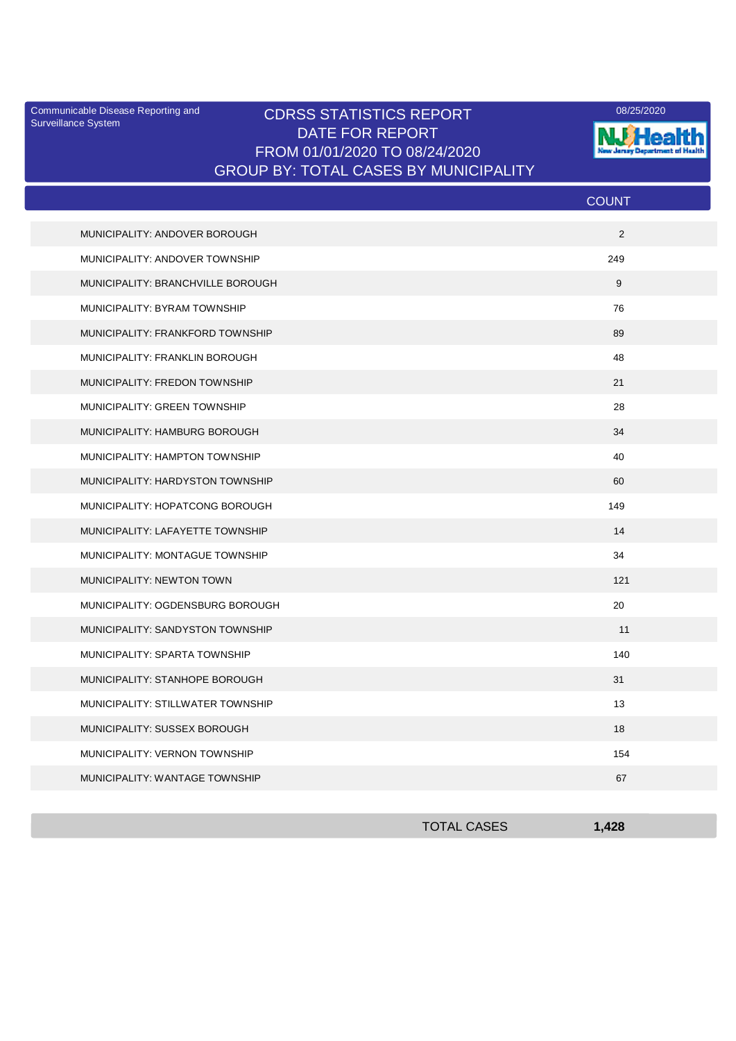Communicable Disease Reporting and Surveillance System

# CDRSS STATISTICS REPORT
## DATE FOR REPORT
## FROM 01/01/2020 TO 08/24/2020
## GROUP BY: TOTAL CASES BY MUNICIPALITY

08/25/2020

NJ Health New Jersey Department of Health

| | COUNT |
|---|---|
| MUNICIPALITY: ANDOVER BOROUGH | 2 |
| MUNICIPALITY: ANDOVER TOWNSHIP | 249 |
| MUNICIPALITY: BRANCHVILLE BOROUGH | 9 |
| MUNICIPALITY: BYRAM TOWNSHIP | 76 |
| MUNICIPALITY: FRANKFORD TOWNSHIP | 89 |
| MUNICIPALITY: FRANKLIN BOROUGH | 48 |
| MUNICIPALITY: FREDON TOWNSHIP | 21 |
| MUNICIPALITY: GREEN TOWNSHIP | 28 |
| MUNICIPALITY: HAMBURG BOROUGH | 34 |
| MUNICIPALITY: HAMPTON TOWNSHIP | 40 |
| MUNICIPALITY: HARDYSTON TOWNSHIP | 60 |
| MUNICIPALITY: HOPATCONG BOROUGH | 149 |
| MUNICIPALITY: LAFAYETTE TOWNSHIP | 14 |
| MUNICIPALITY: MONTAGUE TOWNSHIP | 34 |
| MUNICIPALITY: NEWTON TOWN | 121 |
| MUNICIPALITY: OGDENSBURG BOROUGH | 20 |
| MUNICIPALITY: SANDYSTON TOWNSHIP | 11 |
| MUNICIPALITY: SPARTA TOWNSHIP | 140 |
| MUNICIPALITY: STANHOPE BOROUGH | 31 |
| MUNICIPALITY: STILLWATER TOWNSHIP | 13 |
| MUNICIPALITY: SUSSEX BOROUGH | 18 |
| MUNICIPALITY: VERNON TOWNSHIP | 154 |
| MUNICIPALITY: WANTAGE TOWNSHIP | 67 |
| TOTAL CASES | **1,428** |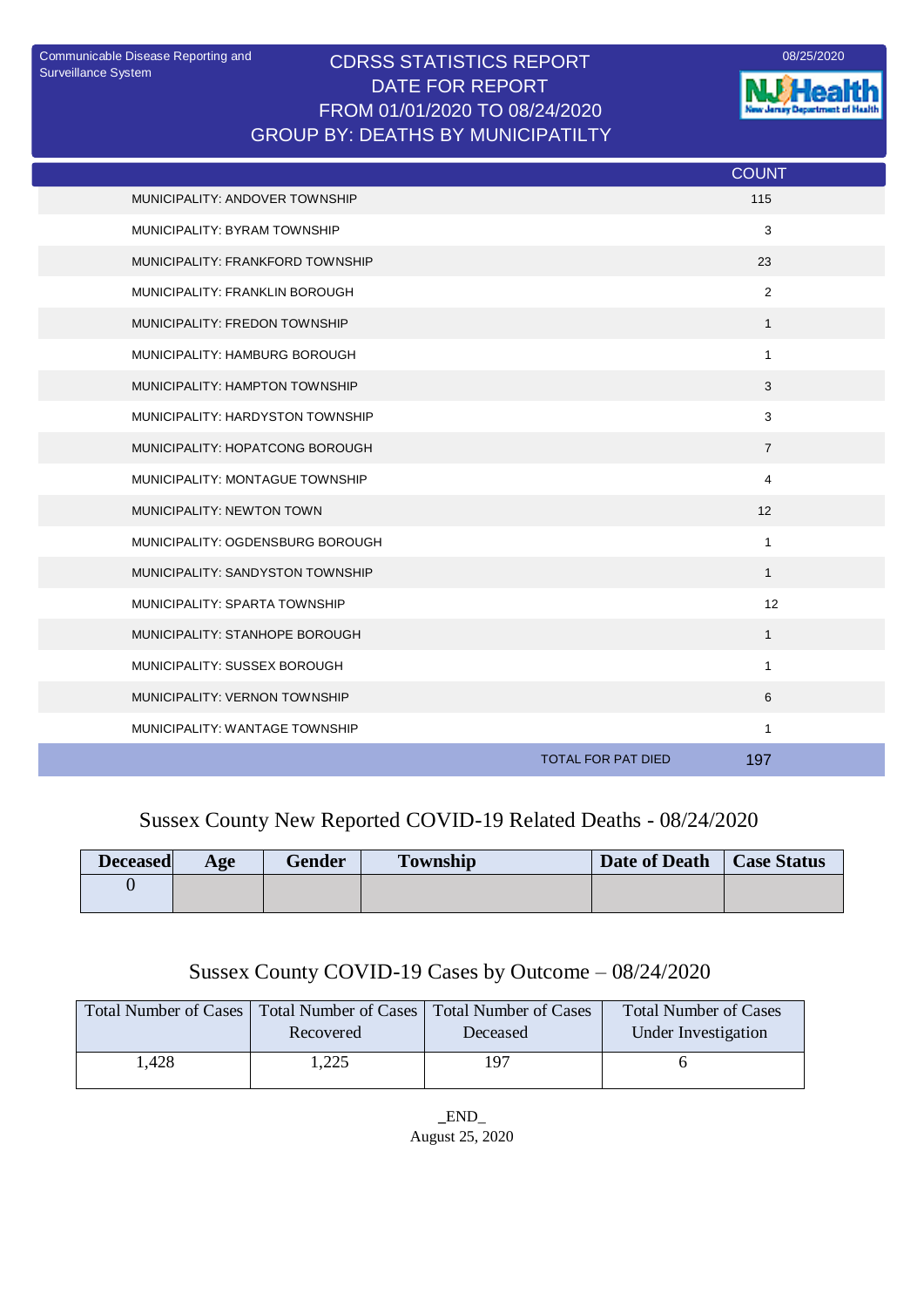Communicable Disease Reporting and Surveillance System

# CDRSS STATISTICS REPORT
## DATE FOR REPORT
## FROM 01/01/2020 TO 08/24/2020
## GROUP BY: DEATHS BY MUNICIPATILTY

08/25/2020

NJ Health New Jersey Department of Health

| | COUNT |
|---|---|
| MUNICIPALITY: ANDOVER TOWNSHIP | 115 |
| MUNICIPALITY: BYRAM TOWNSHIP | 3 |
| MUNICIPALITY: FRANKFORD TOWNSHIP | 23 |
| MUNICIPALITY: FRANKLIN BOROUGH | 2 |
| MUNICIPALITY: FREDON TOWNSHIP | 1 |
| MUNICIPALITY: HAMBURG BOROUGH | 1 |
| MUNICIPALITY: HAMPTON TOWNSHIP | 3 |
| MUNICIPALITY: HARDYSTON TOWNSHIP | 3 |
| MUNICIPALITY: HOPATCONG BOROUGH | 7 |
| MUNICIPALITY: MONTAGUE TOWNSHIP | 4 |
| MUNICIPALITY: NEWTON TOWN | 12 |
| MUNICIPALITY: OGDENSBURG BOROUGH | 1 |
| MUNICIPALITY: SANDYSTON TOWNSHIP | 1 |
| MUNICIPALITY: SPARTA TOWNSHIP | 12 |
| MUNICIPALITY: STANHOPE BOROUGH | 1 |
| MUNICIPALITY: SUSSEX BOROUGH | 1 |
| MUNICIPALITY: VERNON TOWNSHIP | 6 |
| MUNICIPALITY: WANTAGE TOWNSHIP | 1 |
| TOTAL FOR PAT DIED | 197 |

## Sussex County New Reported COVID-19 Related Deaths - 08/24/2020

| Deceased | Age | Gender | Township | Date of Death | Case Status |
|---|---|---|---|---|---|
| 0 | | | | | |

## Sussex County COVID-19 Cases by Outcome – 08/24/2020

| Total Number of Cases | Total Number of Cases Recovered | Total Number of Cases Deceased | Total Number of Cases Under Investigation |
|---|---|---|---|
| 1,428 | 1,225 | 197 | 6 |

_END_

August 25, 2020